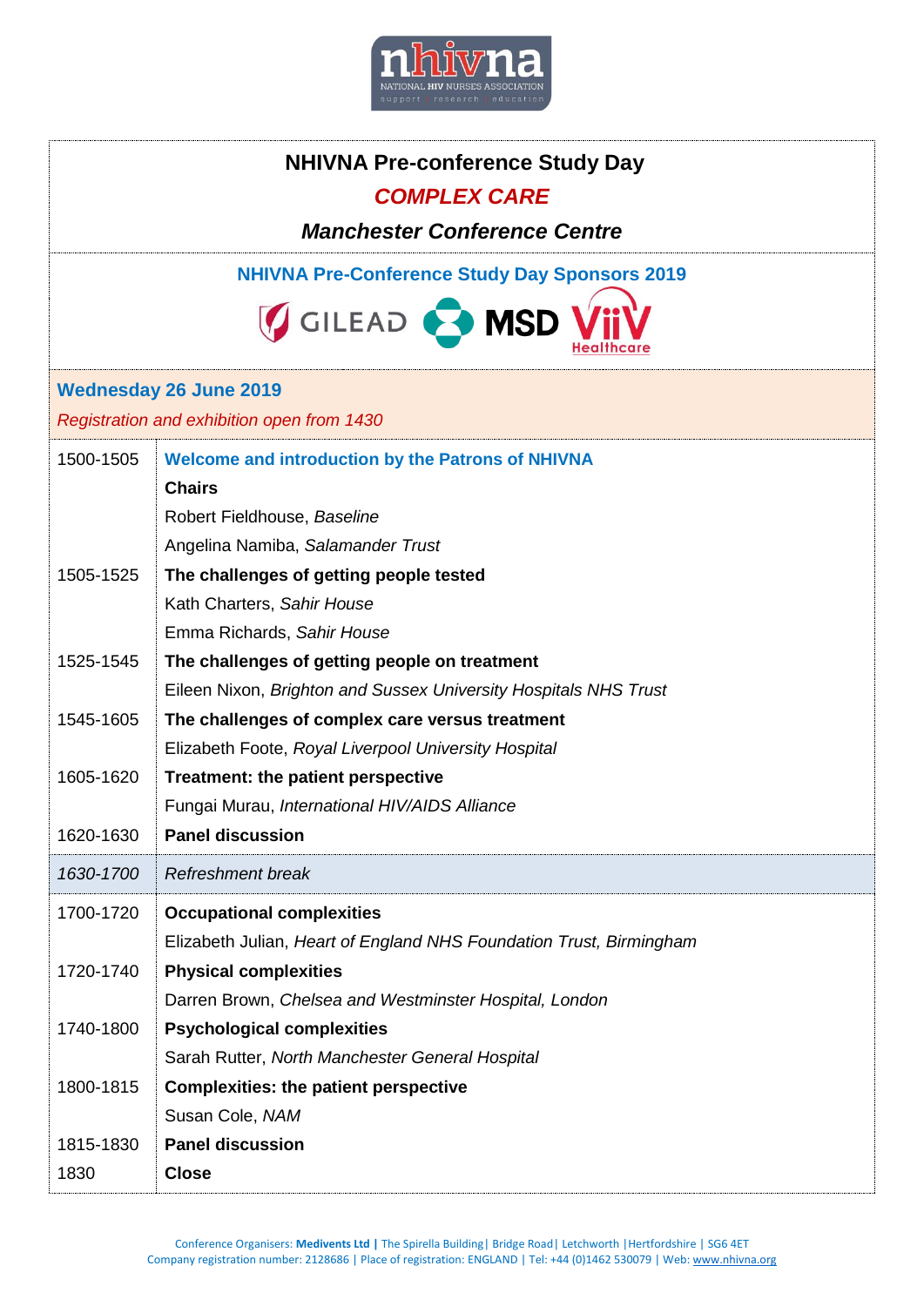# NHIVNA Pre-conference Study Day

## *COMPLEX CARE*

### *Manchester Conference Centre*

**NHIVNA Pre-Conference Study Day Sponsors 2019**

GILEAD MSD ViiV Healthcare

**Wednesday 26 June 2019**

*Registration and exhibition open from 1430*

| | |
|---|---|
| 1500-1505 | **Welcome and introduction by the Patrons of NHIVNA** |
| | **Chairs** |
| | Robert Fieldhouse, *Baseline* |
| | Angelina Namiba, *Salamander Trust* |
| 1505-1525 | **The challenges of getting people tested** |
| | Kath Charters, *Sahir House* |
| | Emma Richards, *Sahir House* |
| 1525-1545 | **The challenges of getting people on treatment** |
| | Eileen Nixon, *Brighton and Sussex University Hospitals NHS Trust* |
| 1545-1605 | **The challenges of complex care versus treatment** |
| | Elizabeth Foote, *Royal Liverpool University Hospital* |
| 1605-1620 | **Treatment: the patient perspective** |
| | Fungai Murau, *International HIV/AIDS Alliance* |
| 1620-1630 | **Panel discussion** |
| *1630-1700* | *Refreshment break* |
| 1700-1720 | **Occupational complexities** |
| | Elizabeth Julian, *Heart of England NHS Foundation Trust, Birmingham* |
| 1720-1740 | **Physical complexities** |
| | Darren Brown, *Chelsea and Westminster Hospital, London* |
| 1740-1800 | **Psychological complexities** |
| | Sarah Rutter, *North Manchester General Hospital* |
| 1800-1815 | **Complexities: the patient perspective** |
| | Susan Cole, *NAM* |
| 1815-1830 | **Panel discussion** |
| 1830 | **Close** |

Conference Organisers: **Medivents Ltd** | The Spirella Building | Bridge Road | Letchworth | Hertfordshire | SG6 4ET
Company registration number: 2128686 | Place of registration: ENGLAND | Tel: +44 (0)1462 530079 | Web: www.nhivna.org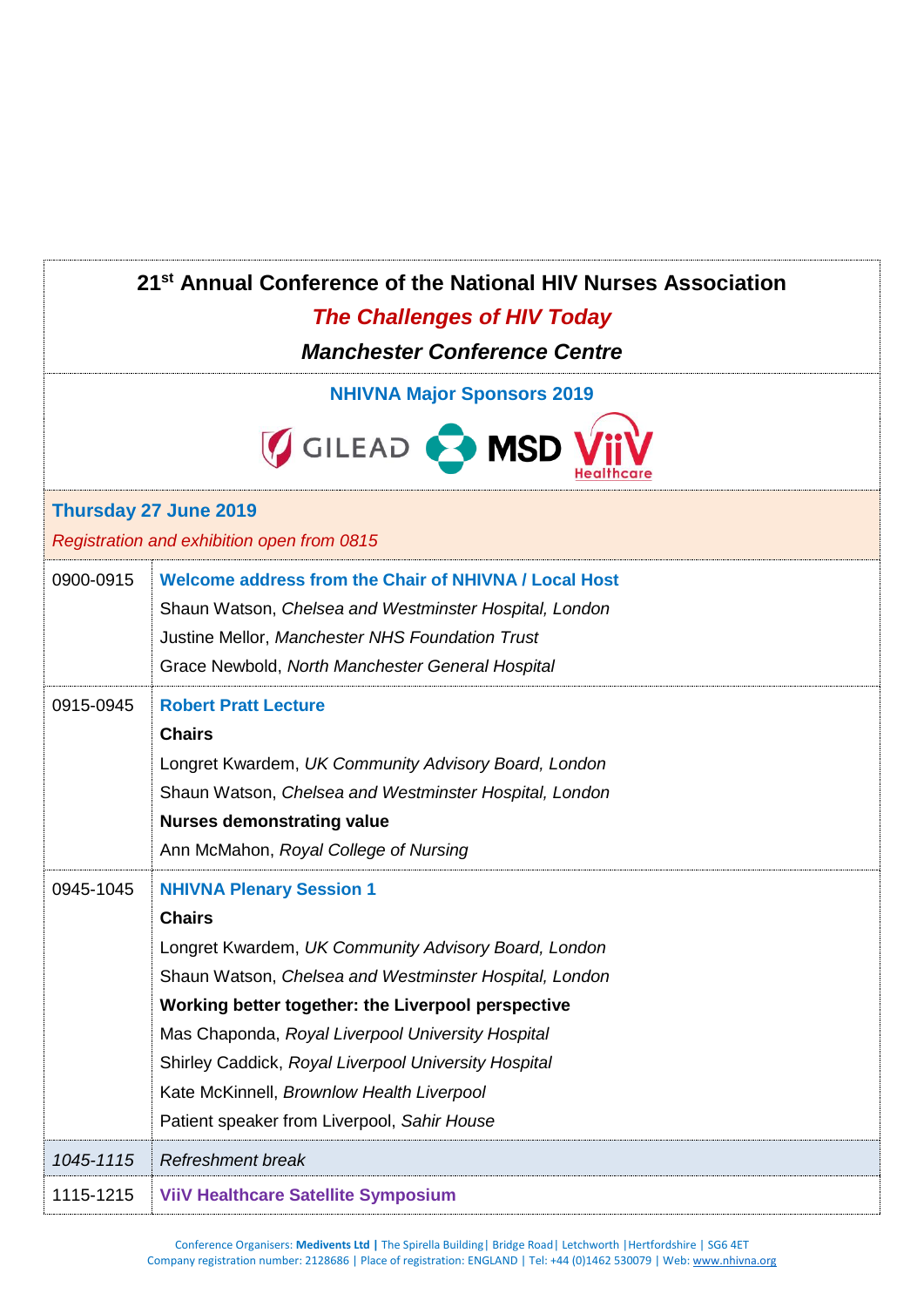# 21st Annual Conference of the National HIV Nurses Association

## *The Challenges of HIV Today*

### *Manchester Conference Centre*

**NHIVNA Major Sponsors 2019**

GILEAD MSD ViiV Healthcare

**Thursday 27 June 2019**

*Registration and exhibition open from 0815*

| | |
|---|---|
| 0900-0915 | **Welcome address from the Chair of NHIVNA / Local Host**<br>Shaun Watson, *Chelsea and Westminster Hospital, London*<br>Justine Mellor, *Manchester NHS Foundation Trust*<br>Grace Newbold, *North Manchester General Hospital* |
| 0915-0945 | **Robert Pratt Lecture**<br>**Chairs**<br>Longret Kwardem, *UK Community Advisory Board, London*<br>Shaun Watson, *Chelsea and Westminster Hospital, London*<br>**Nurses demonstrating value**<br>Ann McMahon, *Royal College of Nursing* |
| 0945-1045 | **NHIVNA Plenary Session 1**<br>**Chairs**<br>Longret Kwardem, *UK Community Advisory Board, London*<br>Shaun Watson, *Chelsea and Westminster Hospital, London*<br>**Working better together: the Liverpool perspective**<br>Mas Chaponda, *Royal Liverpool University Hospital*<br>Shirley Caddick, *Royal Liverpool University Hospital*<br>Kate McKinnell, *Brownlow Health Liverpool*<br>Patient speaker from Liverpool, *Sahir House* |
| *1045-1115* | *Refreshment break* |
| 1115-1215 | **ViiV Healthcare Satellite Symposium** |

Conference Organisers: **Medivents Ltd** | The Spirella Building | Bridge Road | Letchworth | Hertfordshire | SG6 4ET
Company registration number: 2128686 | Place of registration: ENGLAND | Tel: +44 (0)1462 530079 | Web: www.nhivna.org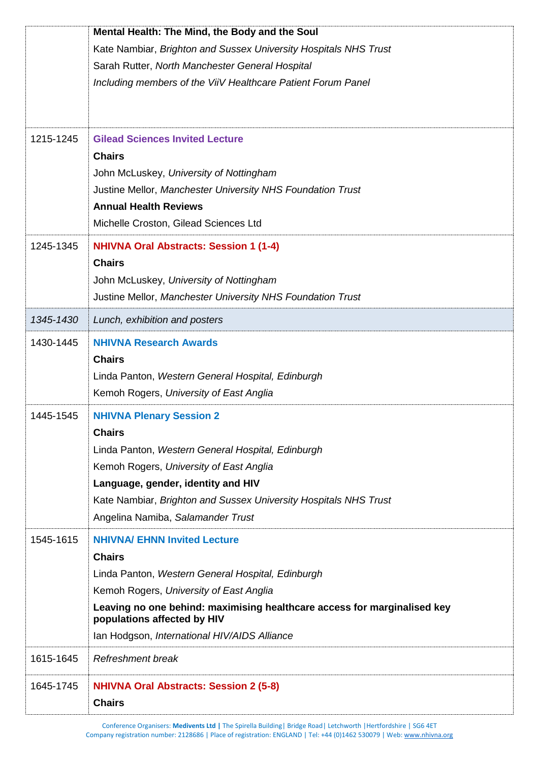| | |
|---|---|
| | **Mental Health: The Mind, the Body and the Soul**<br>Kate Nambiar, *Brighton and Sussex University Hospitals NHS Trust*<br>Sarah Rutter, *North Manchester General Hospital*<br>*Including members of the ViiV Healthcare Patient Forum Panel* |
| 1215-1245 | **Gilead Sciences Invited Lecture**<br>**Chairs**<br>John McLuskey, *University of Nottingham*<br>Justine Mellor, *Manchester University NHS Foundation Trust*<br>**Annual Health Reviews**<br>Michelle Croston, Gilead Sciences Ltd |
| 1245-1345 | **NHIVNA Oral Abstracts: Session 1 (1-4)**<br>**Chairs**<br>John McLuskey, *University of Nottingham*<br>Justine Mellor, *Manchester University NHS Foundation Trust* |
| *1345-1430* | *Lunch, exhibition and posters* |
| 1430-1445 | **NHIVNA Research Awards**<br>**Chairs**<br>Linda Panton, *Western General Hospital, Edinburgh*<br>Kemoh Rogers, *University of East Anglia* |
| 1445-1545 | **NHIVNA Plenary Session 2**<br>**Chairs**<br>Linda Panton, *Western General Hospital, Edinburgh*<br>Kemoh Rogers, *University of East Anglia*<br>**Language, gender, identity and HIV**<br>Kate Nambiar, *Brighton and Sussex University Hospitals NHS Trust*<br>Angelina Namiba, *Salamander Trust* |
| 1545-1615 | **NHIVNA/ EHNN Invited Lecture**<br>**Chairs**<br>Linda Panton, *Western General Hospital, Edinburgh*<br>Kemoh Rogers, *University of East Anglia*<br>**Leaving no one behind: maximising healthcare access for marginalised key populations affected by HIV**<br>Ian Hodgson, *International HIV/AIDS Alliance* |
| 1615-1645 | *Refreshment break* |
| 1645-1745 | **NHIVNA Oral Abstracts: Session 2 (5-8)**<br>**Chairs** |

Conference Organisers: **Medivents Ltd** | The Spirella Building| Bridge Road| Letchworth |Hertfordshire | SG6 4ET
Company registration number: 2128686 | Place of registration: ENGLAND | Tel: +44 (0)1462 530079 | Web: www.nhivna.org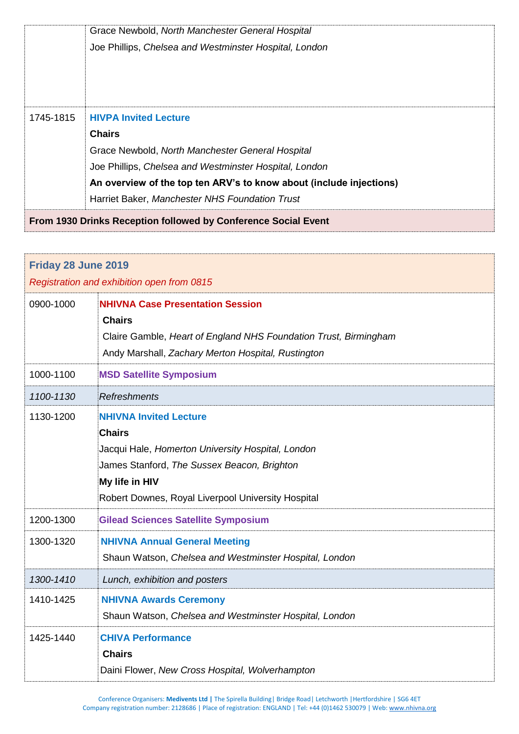| | |
|---|---|
| | Grace Newbold, *North Manchester General Hospital*<br>Joe Phillips, *Chelsea and Westminster Hospital, London* |
| 1745-1815 | **HIVPA Invited Lecture**<br>**Chairs**<br>Grace Newbold, *North Manchester General Hospital*<br>Joe Phillips, *Chelsea and Westminster Hospital, London*<br>**An overview of the top ten ARV's to know about (include injections)**<br>Harriet Baker, *Manchester NHS Foundation Trust* |
| **From 1930 Drinks Reception followed by Conference Social Event** | |

## Friday 28 June 2019

*Registration and exhibition open from 0815*

| | |
|---|---|
| 0900-1000 | **NHIVNA Case Presentation Session**<br>**Chairs**<br>Claire Gamble, *Heart of England NHS Foundation Trust, Birmingham*<br>Andy Marshall, *Zachary Merton Hospital, Rustington* |
| 1000-1100 | **MSD Satellite Symposium** |
| *1100-1130* | *Refreshments* |
| 1130-1200 | **NHIVNA Invited Lecture**<br>**Chairs**<br>Jacqui Hale, *Homerton University Hospital, London*<br>James Stanford, *The Sussex Beacon, Brighton*<br>**My life in HIV**<br>Robert Downes, Royal Liverpool University Hospital |
| 1200-1300 | **Gilead Sciences Satellite Symposium** |
| 1300-1320 | **NHIVNA Annual General Meeting**<br>Shaun Watson, *Chelsea and Westminster Hospital, London* |
| *1300-1410* | *Lunch, exhibition and posters* |
| 1410-1425 | **NHIVNA Awards Ceremony**<br>Shaun Watson, *Chelsea and Westminster Hospital, London* |
| 1425-1440 | **CHIVA Performance**<br>**Chairs**<br>Daini Flower, *New Cross Hospital, Wolverhampton* |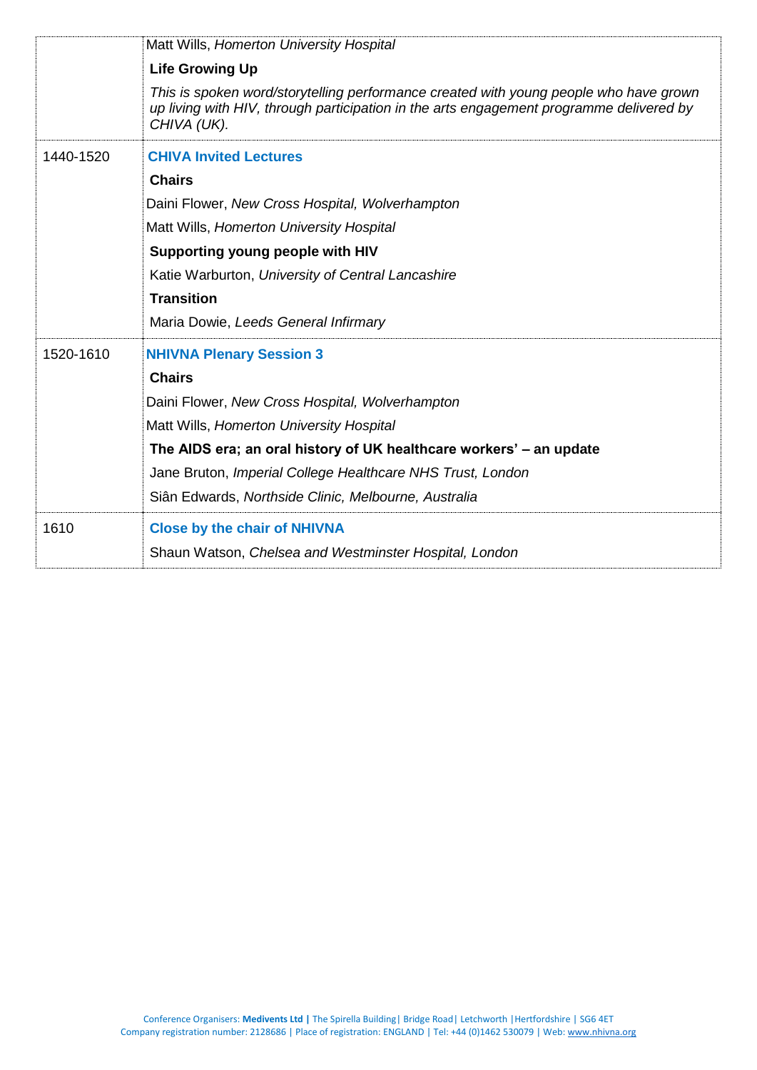| | |
|---|---|
| | Matt Wills, *Homerton University Hospital* **Life Growing Up** *This is spoken word/storytelling performance created with young people who have grown up living with HIV, through participation in the arts engagement programme delivered by CHIVA (UK).* |
| 1440-1520 | **CHIVA Invited Lectures** **Chairs** Daini Flower, *New Cross Hospital, Wolverhampton* Matt Wills, *Homerton University Hospital* **Supporting young people with HIV** Katie Warburton, *University of Central Lancashire* **Transition** Maria Dowie, *Leeds General Infirmary* |
| 1520-1610 | **NHIVNA Plenary Session 3** **Chairs** Daini Flower, *New Cross Hospital, Wolverhampton* Matt Wills, *Homerton University Hospital* **The AIDS era; an oral history of UK healthcare workers' – an update** Jane Bruton, *Imperial College Healthcare NHS Trust, London* Siân Edwards, *Northside Clinic, Melbourne, Australia* |
| 1610 | **Close by the chair of NHIVNA** Shaun Watson, *Chelsea and Westminster Hospital, London* |